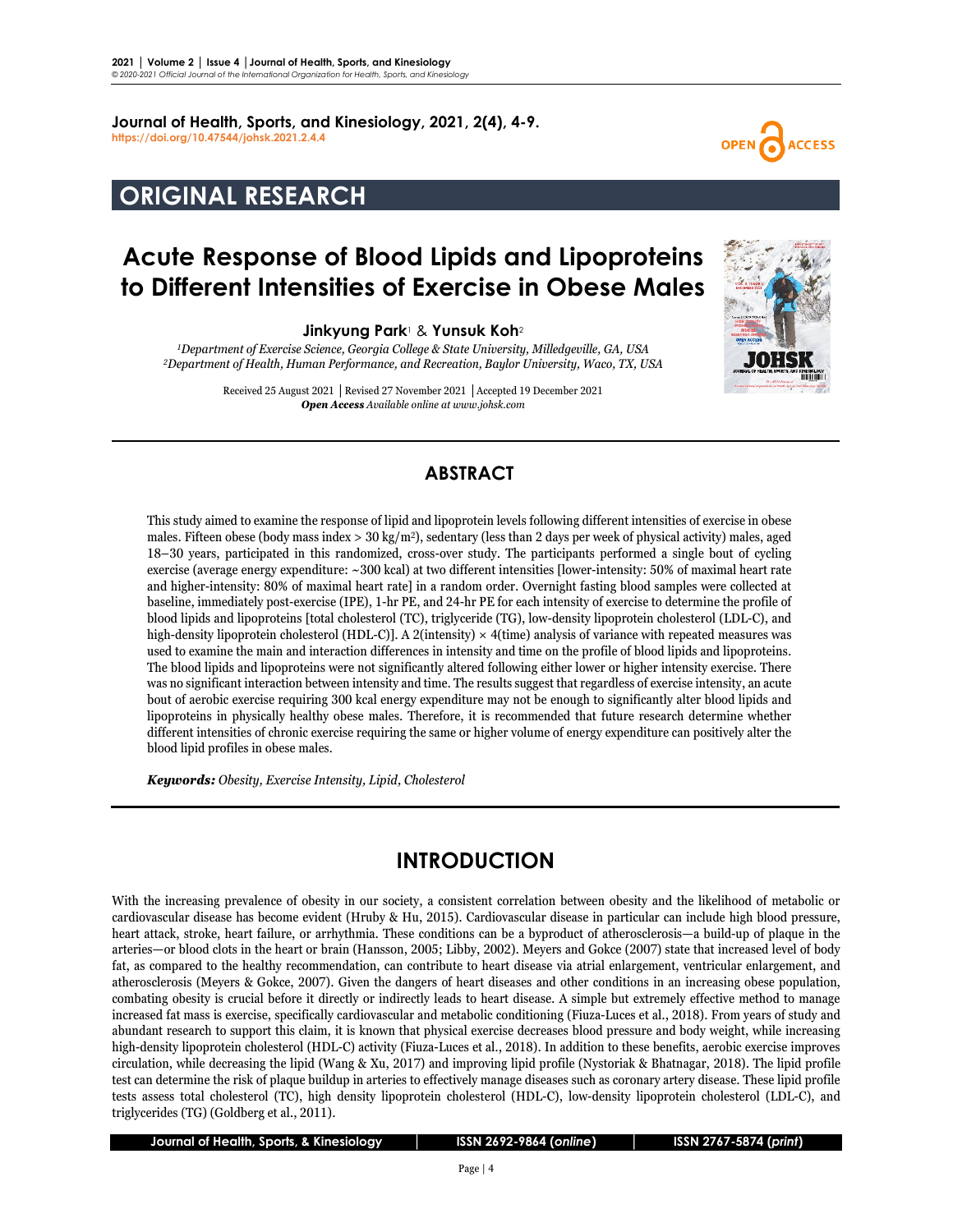Journal of Health, Sports, and Kinesiology, 2021, 2(4), 4-9.
https://doi.org/10.47544/johsk.2021.2.4.4

# ORIGINAL RESEARCH

# Acute Response of Blood Lipids and Lipoproteins to Different Intensities of Exercise in Obese Males

**Jinkyung Park**[1] & **Yunsuk Koh**[2]

[1]*Department of Exercise Science, Georgia College & State University, Milledgeville, GA, USA*
[2]*Department of Health, Human Performance, and Recreation, Baylor University, Waco, TX, USA*

Received 25 August 2021 | Revised 27 November 2021 | Accepted 19 December 2021
***Open Access*** *Available online at www.johsk.com*

## ABSTRACT

This study aimed to examine the response of lipid and lipoprotein levels following different intensities of exercise in obese males. Fifteen obese (body mass index > 30 kg/m$^2$), sedentary (less than 2 days per week of physical activity) males, aged 18–30 years, participated in this randomized, cross-over study. The participants performed a single bout of cycling exercise (average energy expenditure: ~300 kcal) at two different intensities [lower-intensity: 50% of maximal heart rate and higher-intensity: 80% of maximal heart rate] in a random order. Overnight fasting blood samples were collected at baseline, immediately post-exercise (IPE), 1-hr PE, and 24-hr PE for each intensity of exercise to determine the profile of blood lipids and lipoproteins [total cholesterol (TC), triglyceride (TG), low-density lipoprotein cholesterol (LDL-C), and high-density lipoprotein cholesterol (HDL-C)]. A 2(intensity) × 4(time) analysis of variance with repeated measures was used to examine the main and interaction differences in intensity and time on the profile of blood lipids and lipoproteins. The blood lipids and lipoproteins were not significantly altered following either lower or higher intensity exercise. There was no significant interaction between intensity and time. The results suggest that regardless of exercise intensity, an acute bout of aerobic exercise requiring 300 kcal energy expenditure may not be enough to significantly alter blood lipids and lipoproteins in physically healthy obese males. Therefore, it is recommended that future research determine whether different intensities of chronic exercise requiring the same or higher volume of energy expenditure can positively alter the blood lipid profiles in obese males.

***Keywords:*** *Obesity, Exercise Intensity, Lipid, Cholesterol*

## INTRODUCTION

With the increasing prevalence of obesity in our society, a consistent correlation between obesity and the likelihood of metabolic or cardiovascular disease has become evident (Hruby & Hu, 2015). Cardiovascular disease in particular can include high blood pressure, heart attack, stroke, heart failure, or arrhythmia. These conditions can be a byproduct of atherosclerosis—a build-up of plaque in the arteries—or blood clots in the heart or brain (Hansson, 2005; Libby, 2002). Meyers and Gokce (2007) state that increased level of body fat, as compared to the healthy recommendation, can contribute to heart disease via atrial enlargement, ventricular enlargement, and atherosclerosis (Meyers & Gokce, 2007). Given the dangers of heart diseases and other conditions in an increasing obese population, combating obesity is crucial before it directly or indirectly leads to heart disease. A simple but extremely effective method to manage increased fat mass is exercise, specifically cardiovascular and metabolic conditioning (Fiuza-Luces et al., 2018). From years of study and abundant research to support this claim, it is known that physical exercise decreases blood pressure and body weight, while increasing high-density lipoprotein cholesterol (HDL-C) activity (Fiuza-Luces et al., 2018). In addition to these benefits, aerobic exercise improves circulation, while decreasing the lipid (Wang & Xu, 2017) and improving lipid profile (Nystoriak & Bhatnagar, 2018). The lipid profile test can determine the risk of plaque buildup in arteries to effectively manage diseases such as coronary artery disease. These lipid profile tests assess total cholesterol (TC), high density lipoprotein cholesterol (HDL-C), low-density lipoprotein cholesterol (LDL-C), and triglycerides (TG) (Goldberg et al., 2011).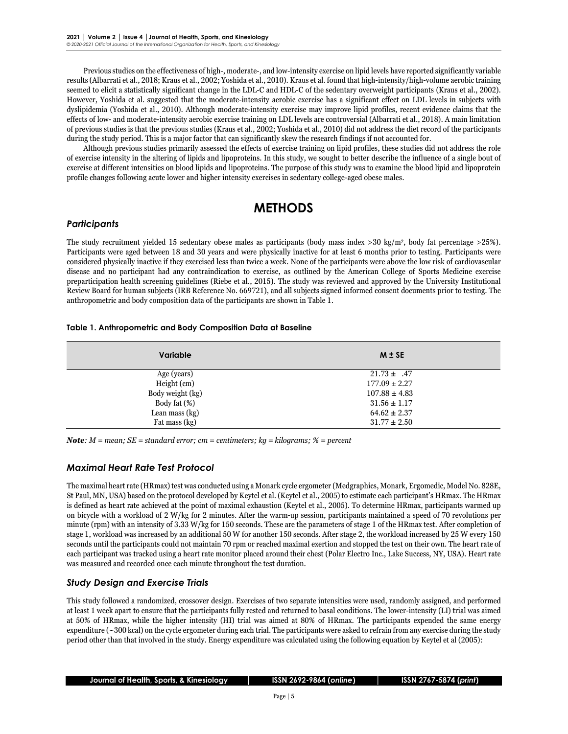Previous studies on the effectiveness of high-, moderate-, and low-intensity exercise on lipid levels have reported significantly variable results (Albarrati et al., 2018; Kraus et al., 2002; Yoshida et al., 2010). Kraus et al. found that high-intensity/high-volume aerobic training seemed to elicit a statistically significant change in the LDL-C and HDL-C of the sedentary overweight participants (Kraus et al., 2002). However, Yoshida et al. suggested that the moderate-intensity aerobic exercise has a significant effect on LDL levels in subjects with dyslipidemia (Yoshida et al., 2010). Although moderate-intensity exercise may improve lipid profiles, recent evidence claims that the effects of low- and moderate-intensity aerobic exercise training on LDL levels are controversial (Albarrati et al., 2018). A main limitation of previous studies is that the previous studies (Kraus et al., 2002; Yoshida et al., 2010) did not address the diet record of the participants during the study period. This is a major factor that can significantly skew the research findings if not accounted for.

Although previous studies primarily assessed the effects of exercise training on lipid profiles, these studies did not address the role of exercise intensity in the altering of lipids and lipoproteins. In this study, we sought to better describe the influence of a single bout of exercise at different intensities on blood lipids and lipoproteins. The purpose of this study was to examine the blood lipid and lipoprotein profile changes following acute lower and higher intensity exercises in sedentary college-aged obese males.

# METHODS

### *Participants*

The study recruitment yielded 15 sedentary obese males as participants (body mass index >30 kg/m$^2$, body fat percentage >25%). Participants were aged between 18 and 30 years and were physically inactive for at least 6 months prior to testing. Participants were considered physically inactive if they exercised less than twice a week. None of the participants were above the low risk of cardiovascular disease and no participant had any contraindication to exercise, as outlined by the American College of Sports Medicine exercise preparticipation health screening guidelines (Riebe et al., 2015). The study was reviewed and approved by the University Institutional Review Board for human subjects (IRB Reference No. 669721), and all subjects signed informed consent documents prior to testing. The anthropometric and body composition data of the participants are shown in Table 1.

**Table 1. Anthropometric and Body Composition Data at Baseline**

| Variable | M ± SE |
|---|---|
| Age (years) | 21.73 ± .47 |
| Height (cm) | 177.09 ± 2.27 |
| Body weight (kg) | 107.88 ± 4.83 |
| Body fat (%) | 31.56 ± 1.17 |
| Lean mass (kg) | 64.62 ± 2.37 |
| Fat mass (kg) | 31.77 ± 2.50 |

***Note**: M = mean; SE = standard error; cm = centimeters; kg = kilograms; % = percent*

### *Maximal Heart Rate Test Protocol*

The maximal heart rate (HRmax) test was conducted using a Monark cycle ergometer (Medgraphics, Monark, Ergomedic, Model No. 828E, St Paul, MN, USA) based on the protocol developed by Keytel et al. (Keytel et al., 2005) to estimate each participant's HRmax. The HRmax is defined as heart rate achieved at the point of maximal exhaustion (Keytel et al., 2005). To determine HRmax, participants warmed up on bicycle with a workload of 2 W/kg for 2 minutes. After the warm-up session, participants maintained a speed of 70 revolutions per minute (rpm) with an intensity of 3.33 W/kg for 150 seconds. These are the parameters of stage 1 of the HRmax test. After completion of stage 1, workload was increased by an additional 50 W for another 150 seconds. After stage 2, the workload increased by 25 W every 150 seconds until the participants could not maintain 70 rpm or reached maximal exertion and stopped the test on their own. The heart rate of each participant was tracked using a heart rate monitor placed around their chest (Polar Electro Inc., Lake Success, NY, USA). Heart rate was measured and recorded once each minute throughout the test duration.

### *Study Design and Exercise Trials*

This study followed a randomized, crossover design. Exercises of two separate intensities were used, randomly assigned, and performed at least 1 week apart to ensure that the participants fully rested and returned to basal conditions. The lower-intensity (LI) trial was aimed at 50% of HRmax, while the higher intensity (HI) trial was aimed at 80% of HRmax. The participants expended the same energy expenditure (~300 kcal) on the cycle ergometer during each trial. The participants were asked to refrain from any exercise during the study period other than that involved in the study. Energy expenditure was calculated using the following equation by Keytel et al (2005):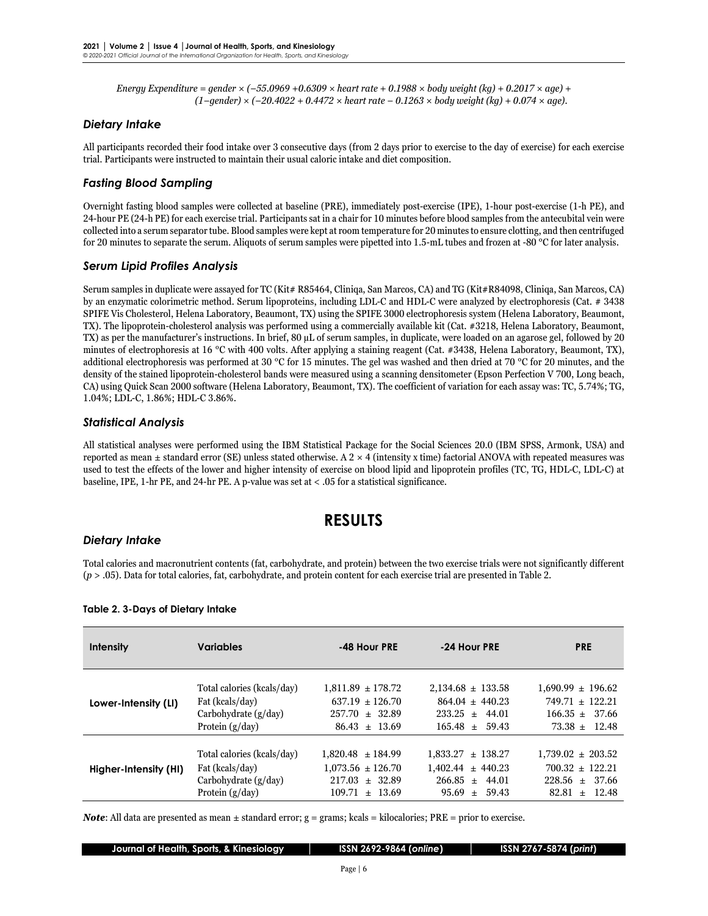$$Energy\ Expenditure = gender \times (-55.0969 + 0.6309 \times heart\ rate + 0.1988 \times body\ weight\ (kg) + 0.2017 \times age) + (1 - gender) \times (-20.4022 + 0.4472 \times heart\ rate - 0.1263 \times body\ weight\ (kg) + 0.074 \times age).$$

### *Dietary Intake*

All participants recorded their food intake over 3 consecutive days (from 2 days prior to exercise to the day of exercise) for each exercise trial. Participants were instructed to maintain their usual caloric intake and diet composition.

### *Fasting Blood Sampling*

Overnight fasting blood samples were collected at baseline (PRE), immediately post-exercise (IPE), 1-hour post-exercise (1-h PE), and 24-hour PE (24-h PE) for each exercise trial. Participants sat in a chair for 10 minutes before blood samples from the antecubital vein were collected into a serum separator tube. Blood samples were kept at room temperature for 20 minutes to ensure clotting, and then centrifuged for 20 minutes to separate the serum. Aliquots of serum samples were pipetted into 1.5-mL tubes and frozen at -80 °C for later analysis.

### *Serum Lipid Profiles Analysis*

Serum samples in duplicate were assayed for TC (Kit# R85464, Cliniqa, San Marcos, CA) and TG (Kit#R84098, Cliniqa, San Marcos, CA) by an enzymatic colorimetric method. Serum lipoproteins, including LDL-C and HDL-C were analyzed by electrophoresis (Cat. # 3438 SPIFE Vis Cholesterol, Helena Laboratory, Beaumont, TX) using the SPIFE 3000 electrophoresis system (Helena Laboratory, Beaumont, TX). The lipoprotein-cholesterol analysis was performed using a commercially available kit (Cat. #3218, Helena Laboratory, Beaumont, TX) as per the manufacturer's instructions. In brief, 80 μL of serum samples, in duplicate, were loaded on an agarose gel, followed by 20 minutes of electrophoresis at 16 °C with 400 volts. After applying a staining reagent (Cat. #3438, Helena Laboratory, Beaumont, TX), additional electrophoresis was performed at 30 °C for 15 minutes. The gel was washed and then dried at 70 °C for 20 minutes, and the density of the stained lipoprotein-cholesterol bands were measured using a scanning densitometer (Epson Perfection V 700, Long beach, CA) using Quick Scan 2000 software (Helena Laboratory, Beaumont, TX). The coefficient of variation for each assay was: TC, 5.74%; TG, 1.04%; LDL-C, 1.86%; HDL-C 3.86%.

### *Statistical Analysis*

All statistical analyses were performed using the IBM Statistical Package for the Social Sciences 20.0 (IBM SPSS, Armonk, USA) and reported as mean ± standard error (SE) unless stated otherwise. A $2 \times 4$ (intensity x time) factorial ANOVA with repeated measures was used to test the effects of the lower and higher intensity of exercise on blood lipid and lipoprotein profiles (TC, TG, HDL-C, LDL-C) at baseline, IPE, 1-hr PE, and 24-hr PE. A p-value was set at < .05 for a statistical significance.

## RESULTS

### *Dietary Intake*

Total calories and macronutrient contents (fat, carbohydrate, and protein) between the two exercise trials were not significantly different ($p > .05$). Data for total calories, fat, carbohydrate, and protein content for each exercise trial are presented in Table 2.

**Table 2. 3-Days of Dietary Intake**

| Intensity | Variables | -48 Hour PRE | -24 Hour PRE | PRE |
|---|---|---|---|---|
| **Lower-Intensity (LI)** | Total calories (kcals/day) | 1,811.89 ± 178.72 | 2,134.68 ± 133.58 | 1,690.99 ± 196.62 |
| | Fat (kcals/day) | 637.19 ± 126.70 | 864.04 ± 440.23 | 749.71 ± 122.21 |
| | Carbohydrate (g/day) | 257.70 ± 32.89 | 233.25 ± 44.01 | 166.35 ± 37.66 |
| | Protein (g/day) | 86.43 ± 13.69 | 165.48 ± 59.43 | 73.38 ± 12.48 |
| **Higher-Intensity (HI)** | Total calories (kcals/day) | 1,820.48 ± 184.99 | 1,833.27 ± 138.27 | 1,739.02 ± 203.52 |
| | Fat (kcals/day) | 1,073.56 ± 126.70 | 1,402.44 ± 440.23 | 700.32 ± 122.21 |
| | Carbohydrate (g/day) | 217.03 ± 32.89 | 266.85 ± 44.01 | 228.56 ± 37.66 |
| | Protein (g/day) | 109.71 ± 13.69 | 95.69 ± 59.43 | 82.81 ± 12.48 |

***Note***: All data are presented as mean ± standard error; g = grams; kcals = kilocalories; PRE = prior to exercise.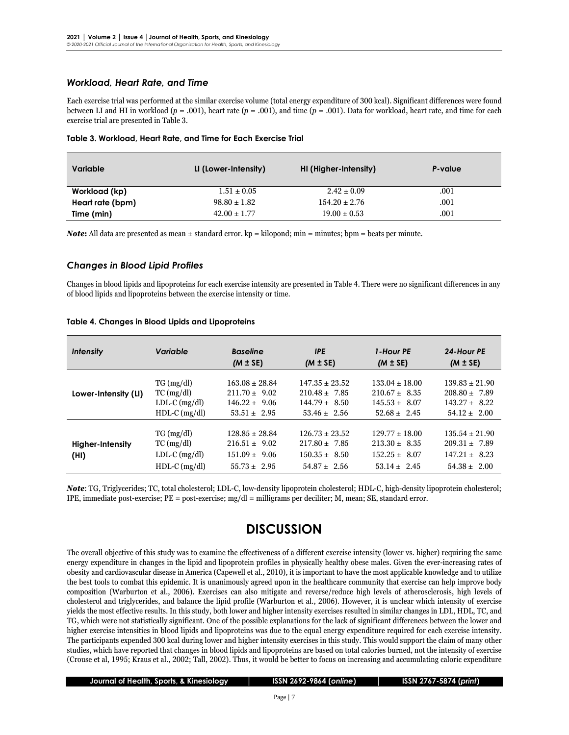### *Workload, Heart Rate, and Time*

Each exercise trial was performed at the similar exercise volume (total energy expenditure of 300 kcal). Significant differences were found between LI and HI in workload ($p$ = .001), heart rate ($p$ = .001), and time ($p$ = .001). Data for workload, heart rate, and time for each exercise trial are presented in Table 3.

**Table 3. Workload, Heart Rate, and Time for Each Exercise Trial**

| Variable | LI (Lower-Intensity) | HI (Higher-Intensity) | *P*-value |
|---|---|---|---|
| **Workload (kp)** | 1.51 ± 0.05 | 2.42 ± 0.09 | .001 |
| **Heart rate (bpm)** | 98.80 ± 1.82 | 154.20 ± 2.76 | .001 |
| **Time (min)** | 42.00 ± 1.77 | 19.00 ± 0.53 | .001 |

***Note*:** All data are presented as mean ± standard error. kp = kilopond; min = minutes; bpm = beats per minute.

### *Changes in Blood Lipid Profiles*

Changes in blood lipids and lipoproteins for each exercise intensity are presented in Table 4. There were no significant differences in any of blood lipids and lipoproteins between the exercise intensity or time.

**Table 4. Changes in Blood Lipids and Lipoproteins**

| *Intensity* | *Variable* | *Baseline* (*M* ± SE) | *IPE* (*M* ± SE) | *1-Hour PE* (*M* ± SE) | *24-Hour PE* (*M* ± SE) |
|---|---|---|---|---|---|
| **Lower-Intensity (LI)** | TG (mg/dl) | 163.08 ± 28.84 | 147.35 ± 23.52 | 133.04 ± 18.00 | 139.83 ± 21.90 |
| | TC (mg/dl) | 211.70 ± 9.02 | 210.48 ± 7.85 | 210.67 ± 8.35 | 208.80 ± 7.89 |
| | LDL-C (mg/dl) | 146.22 ± 9.06 | 144.79 ± 8.50 | 145.53 ± 8.07 | 143.27 ± 8.22 |
| | HDL-C (mg/dl) | 53.51 ± 2.95 | 53.46 ± 2.56 | 52.68 ± 2.45 | 54.12 ± 2.00 |
| **Higher-Intensity (HI)** | TG (mg/dl) | 128.85 ± 28.84 | 126.73 ± 23.52 | 129.77 ± 18.00 | 135.54 ± 21.90 |
| | TC (mg/dl) | 216.51 ± 9.02 | 217.80 ± 7.85 | 213.30 ± 8.35 | 209.31 ± 7.89 |
| | LDL-C (mg/dl) | 151.09 ± 9.06 | 150.35 ± 8.50 | 152.25 ± 8.07 | 147.21 ± 8.23 |
| | HDL-C (mg/dl) | 55.73 ± 2.95 | 54.87 ± 2.56 | 53.14 ± 2.45 | 54.38 ± 2.00 |

***Note*:** TG, Triglycerides; TC, total cholesterol; LDL-C, low-density lipoprotein cholesterol; HDL-C, high-density lipoprotein cholesterol; IPE, immediate post-exercise; PE = post-exercise; mg/dl = milligrams per deciliter; M, mean; SE, standard error.

## DISCUSSION

The overall objective of this study was to examine the effectiveness of a different exercise intensity (lower vs. higher) requiring the same energy expenditure in changes in the lipid and lipoprotein profiles in physically healthy obese males. Given the ever-increasing rates of obesity and cardiovascular disease in America (Capewell et al., 2010), it is important to have the most applicable knowledge and to utilize the best tools to combat this epidemic. It is unanimously agreed upon in the healthcare community that exercise can help improve body composition (Warburton et al., 2006). Exercises can also mitigate and reverse/reduce high levels of atherosclerosis, high levels of cholesterol and triglycerides, and balance the lipid profile (Warburton et al., 2006). However, it is unclear which intensity of exercise yields the most effective results. In this study, both lower and higher intensity exercises resulted in similar changes in LDL, HDL, TC, and TG, which were not statistically significant. One of the possible explanations for the lack of significant differences between the lower and higher exercise intensities in blood lipids and lipoproteins was due to the equal energy expenditure required for each exercise intensity. The participants expended 300 kcal during lower and higher intensity exercises in this study. This would support the claim of many other studies, which have reported that changes in blood lipids and lipoproteins are based on total calories burned, not the intensity of exercise (Crouse et al, 1995; Kraus et al., 2002; Tall, 2002). Thus, it would be better to focus on increasing and accumulating caloric expenditure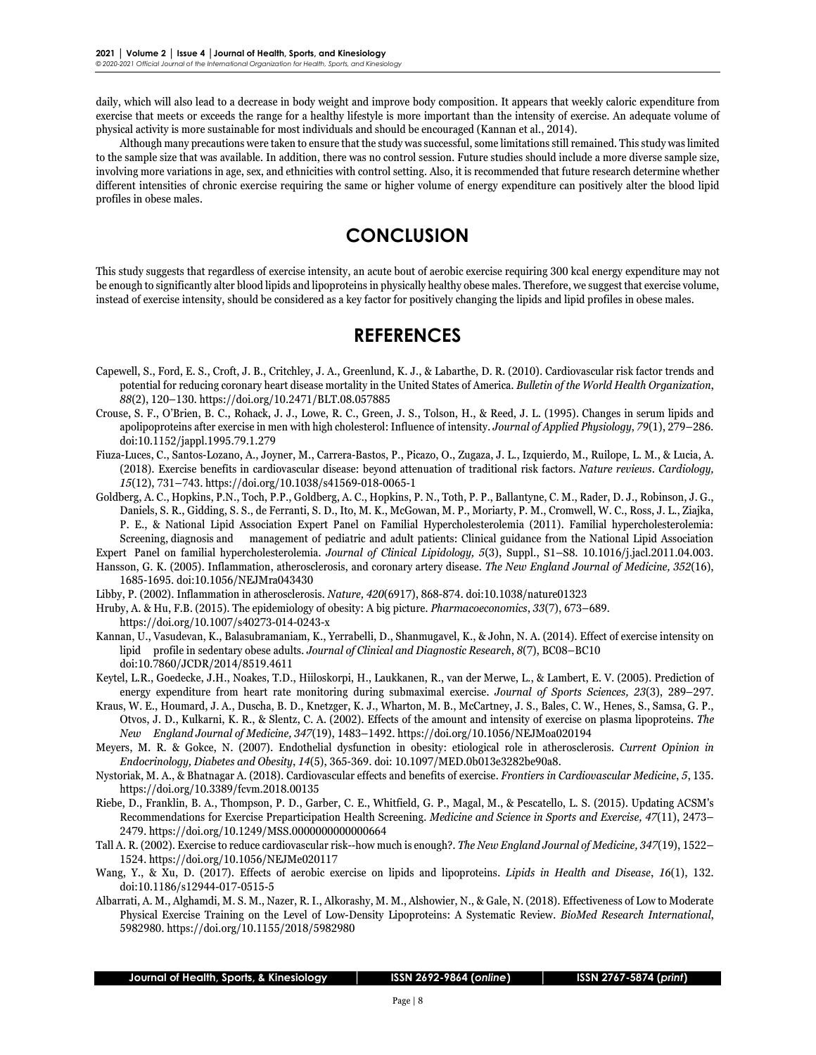daily, which will also lead to a decrease in body weight and improve body composition. It appears that weekly caloric expenditure from exercise that meets or exceeds the range for a healthy lifestyle is more important than the intensity of exercise. An adequate volume of physical activity is more sustainable for most individuals and should be encouraged (Kannan et al., 2014).

Although many precautions were taken to ensure that the study was successful, some limitations still remained. This study was limited to the sample size that was available. In addition, there was no control session. Future studies should include a more diverse sample size, involving more variations in age, sex, and ethnicities with control setting. Also, it is recommended that future research determine whether different intensities of chronic exercise requiring the same or higher volume of energy expenditure can positively alter the blood lipid profiles in obese males.

# CONCLUSION

This study suggests that regardless of exercise intensity, an acute bout of aerobic exercise requiring 300 kcal energy expenditure may not be enough to significantly alter blood lipids and lipoproteins in physically healthy obese males. Therefore, we suggest that exercise volume, instead of exercise intensity, should be considered as a key factor for positively changing the lipids and lipid profiles in obese males.

# REFERENCES

Capewell, S., Ford, E. S., Croft, J. B., Critchley, J. A., Greenlund, K. J., & Labarthe, D. R. (2010). Cardiovascular risk factor trends and potential for reducing coronary heart disease mortality in the United States of America. *Bulletin of the World Health Organization*, *88*(2), 120–130. https://doi.org/10.2471/BLT.08.057885

Crouse, S. F., O'Brien, B. C., Rohack, J. J., Lowe, R. C., Green, J. S., Tolson, H., & Reed, J. L. (1995). Changes in serum lipids and apolipoproteins after exercise in men with high cholesterol: Influence of intensity. *Journal of Applied Physiology*, *79*(1), 279–286. doi:10.1152/jappl.1995.79.1.279

Fiuza-Luces, C., Santos-Lozano, A., Joyner, M., Carrera-Bastos, P., Picazo, O., Zugaza, J. L., Izquierdo, M., Ruilope, L. M., & Lucia, A. (2018). Exercise benefits in cardiovascular disease: beyond attenuation of traditional risk factors. *Nature reviews*. *Cardiology, 15*(12), 731–743. https://doi.org/10.1038/s41569-018-0065-1

Goldberg, A. C., Hopkins, P.N., Toch, P.P., Goldberg, A. C., Hopkins, P. N., Toth, P. P., Ballantyne, C. M., Rader, D. J., Robinson, J. G., Daniels, S. R., Gidding, S. S., de Ferranti, S. D., Ito, M. K., McGowan, M. P., Moriarty, P. M., Cromwell, W. C., Ross, J. L., Ziajka, P. E., & National Lipid Association Expert Panel on Familial Hypercholesterolemia (2011). Familial hypercholesterolemia: Screening, diagnosis and management of pediatric and adult patients: Clinical guidance from the National Lipid Association Expert Panel on familial hypercholesterolemia. *Journal of Clinical Lipidology, 5*(3), Suppl., S1–S8. 10.1016/j.jacl.2011.04.003.

Hansson, G. K. (2005). Inflammation, atherosclerosis, and coronary artery disease. *The New England Journal of Medicine, 352*(16), 1685-1695. doi:10.1056/NEJMra043430

Libby, P. (2002). Inflammation in atherosclerosis. *Nature, 420*(6917), 868-874. doi:10.1038/nature01323

Hruby, A. & Hu, F.B. (2015). The epidemiology of obesity: A big picture. *Pharmacoeconomics*, *33*(7), 673–689. https://doi.org/10.1007/s40273-014-0243-x

Kannan, U., Vasudevan, K., Balasubramaniam, K., Yerrabelli, D., Shanmugavel, K., & John, N. A. (2014). Effect of exercise intensity on lipid profile in sedentary obese adults. *Journal of Clinical and Diagnostic Research*, *8*(7), BC08–BC10 doi:10.7860/JCDR/2014/8519.4611

Keytel, L.R., Goedecke, J.H., Noakes, T.D., Hiiloskorpi, H., Laukkanen, R., van der Merwe, L., & Lambert, E. V. (2005). Prediction of energy expenditure from heart rate monitoring during submaximal exercise. *Journal of Sports Sciences, 23*(3), 289–297.

Kraus, W. E., Houmard, J. A., Duscha, B. D., Knetzger, K. J., Wharton, M. B., McCartney, J. S., Bales, C. W., Henes, S., Samsa, G. P., Otvos, J. D., Kulkarni, K. R., & Slentz, C. A. (2002). Effects of the amount and intensity of exercise on plasma lipoproteins. *The New England Journal of Medicine, 347*(19), 1483–1492. https://doi.org/10.1056/NEJMoa020194

Meyers, M. R. & Gokce, N. (2007). Endothelial dysfunction in obesity: etiological role in atherosclerosis. *Current Opinion in Endocrinology, Diabetes and Obesity*, *14*(5), 365-369. doi: 10.1097/MED.0b013e3282be90a8.

Nystoriak, M. A., & Bhatnagar A. (2018). Cardiovascular effects and benefits of exercise. *Frontiers in Cardiovascular Medicine*, *5*, 135. https://doi.org/10.3389/fcvm.2018.00135

Riebe, D., Franklin, B. A., Thompson, P. D., Garber, C. E., Whitfield, G. P., Magal, M., & Pescatello, L. S. (2015). Updating ACSM's Recommendations for Exercise Preparticipation Health Screening. *Medicine and Science in Sports and Exercise, 47*(11), 2473–2479. https://doi.org/10.1249/MSS.0000000000000664

Tall A. R. (2002). Exercise to reduce cardiovascular risk--how much is enough?. *The New England Journal of Medicine, 347*(19), 1522–1524. https://doi.org/10.1056/NEJMe020117

Wang, Y., & Xu, D. (2017). Effects of aerobic exercise on lipids and lipoproteins. *Lipids in Health and Disease*, *16*(1), 132. doi:10.1186/s12944-017-0515-5

Albarrati, A. M., Alghamdi, M. S. M., Nazer, R. I., Alkorashy, M. M., Alshowier, N., & Gale, N. (2018). Effectiveness of Low to Moderate Physical Exercise Training on the Level of Low-Density Lipoproteins: A Systematic Review. *BioMed Research International*, 5982980. https://doi.org/10.1155/2018/5982980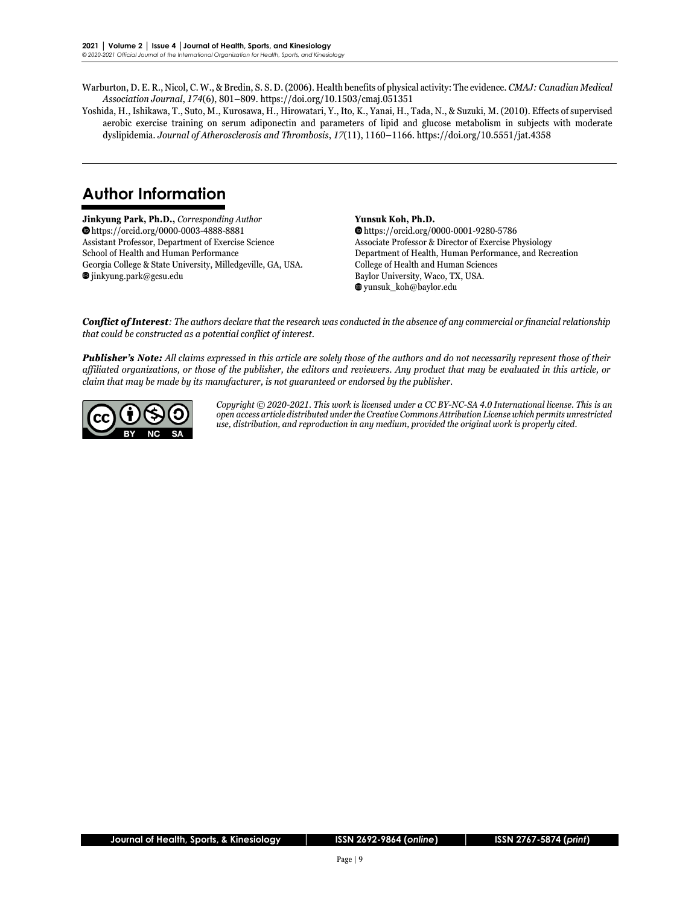Warburton, D. E. R., Nicol, C. W., & Bredin, S. S. D. (2006). Health benefits of physical activity: The evidence. *CMAJ: Canadian Medical Association Journal*, *174*(6), 801–809. https://doi.org/10.1503/cmaj.051351

Yoshida, H., Ishikawa, T., Suto, M., Kurosawa, H., Hirowatari, Y., Ito, K., Yanai, H., Tada, N., & Suzuki, M. (2010). Effects of supervised aerobic exercise training on serum adiponectin and parameters of lipid and glucose metabolism in subjects with moderate dyslipidemia. *Journal of Atherosclerosis and Thrombosis*, *17*(11), 1160–1166. https://doi.org/10.5551/jat.4358

## Author Information

**Jinkyung Park, Ph.D.,** *Corresponding Author*
https://orcid.org/0000-0003-4888-8881
Assistant Professor, Department of Exercise Science
School of Health and Human Performance
Georgia College & State University, Milledgeville, GA, USA.
jinkyung.park@gcsu.edu

**Yunsuk Koh, Ph.D.**
https://orcid.org/0000-0001-9280-5786
Associate Professor & Director of Exercise Physiology
Department of Health, Human Performance, and Recreation
College of Health and Human Sciences
Baylor University, Waco, TX, USA.
yunsuk_koh@baylor.edu

***Conflict of Interest****: The authors declare that the research was conducted in the absence of any commercial or financial relationship that could be constructed as a potential conflict of interest.*

***Publisher's Note:*** *All claims expressed in this article are solely those of the authors and do not necessarily represent those of their affiliated organizations, or those of the publisher, the editors and reviewers. Any product that may be evaluated in this article, or claim that may be made by its manufacturer, is not guaranteed or endorsed by the publisher.*

*Copyright © 2020-2021. This work is licensed under a CC BY-NC-SA 4.0 International license. This is an open access article distributed under the Creative Commons Attribution License which permits unrestricted use, distribution, and reproduction in any medium, provided the original work is properly cited.*